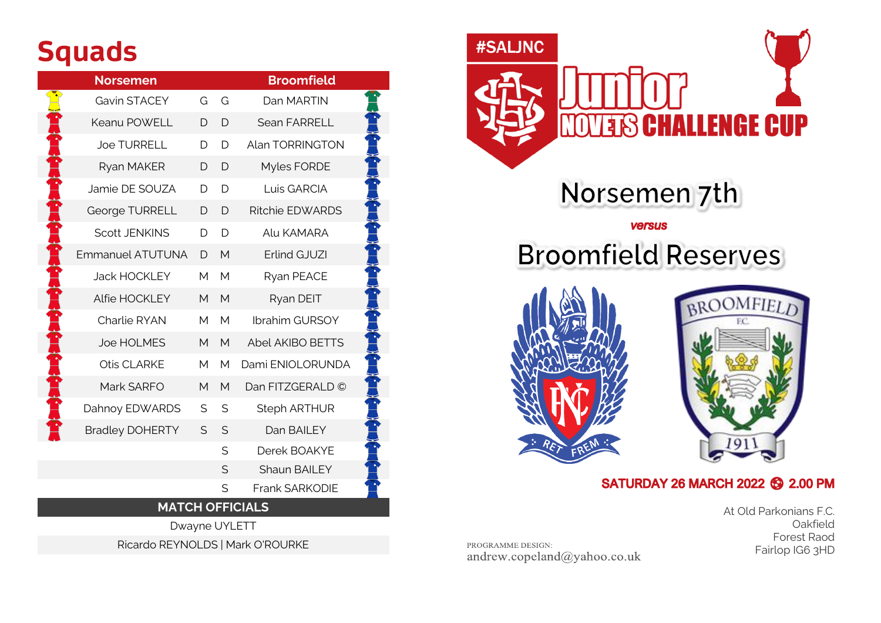# Squads

| Norsemen | | | Broomfield |
|---|---|---|---|
| Gavin STACEY | G | G | Dan MARTIN |
| Keanu POWELL | D | D | Sean FARRELL |
| Joe TURRELL | D | D | Alan TORRINGTON |
| Ryan MAKER | D | D | Myles FORDE |
| Jamie DE SOUZA | D | D | Luis GARCIA |
| George TURRELL | D | D | Ritchie EDWARDS |
| Scott JENKINS | D | D | Alu KAMARA |
| Emmanuel ATUTUNA | D | M | Erlind GJUZI |
| Jack HOCKLEY | M | M | Ryan PEACE |
| Alfie HOCKLEY | M | M | Ryan DEIT |
| Charlie RYAN | M | M | Ibrahim GURSOY |
| Joe HOLMES | M | M | Abel AKIBO BETTS |
| Otis CLARKE | M | M | Dami ENIOLORUNDA |
| Mark SARFO | M | M | Dan FITZGERALD © |
| Dahnoy EDWARDS | S | S | Steph ARTHUR |
| Bradley DOHERTY | S | S | Dan BAILEY |
| | | S | Derek BOAKYE |
| | | S | Shaun BAILEY |
| | | S | Frank SARKODIE |

**MATCH OFFICIALS**

Dwayne UYLETT

Ricardo REYNOLDS | Mark O'ROURKE

#SALJNC

# Junior Novets Challenge Cup

## Norsemen 7th

*versus*

## Broomfield Reserves

**SATURDAY 26 MARCH 2022 ⚽ 2.00 PM**

At Old Parkonians F.C.
Oakfield
Forest Raod
Fairlop IG6 3HD

PROGRAMME DESIGN:
andrew.copeland@yahoo.co.uk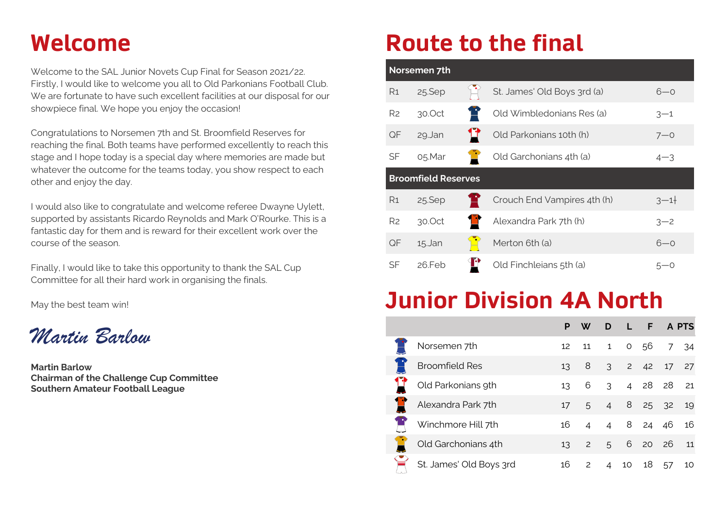# Welcome

Welcome to the SAL Junior Novets Cup Final for Season 2021/22. Firstly, I would like to welcome you all to Old Parkonians Football Club. We are fortunate to have such excellent facilities at our disposal for our showpiece final. We hope you enjoy the occasion!

Congratulations to Norsemen 7th and St. Broomfield Reserves for reaching the final. Both teams have performed excellently to reach this stage and I hope today is a special day where memories are made but whatever the outcome for the teams today, you show respect to each other and enjoy the day.

I would also like to congratulate and welcome referee Dwayne Uylett, supported by assistants Ricardo Reynolds and Mark O'Rourke. This is a fantastic day for them and is reward for their excellent work over the course of the season.

Finally, I would like to take this opportunity to thank the SAL Cup Committee for all their hard work in organising the finals.

May the best team win!

*Martin Barlow*

**Martin Barlow**
**Chairman of the Challenge Cup Committee**
**Southern Amateur Football League**

# Route to the final

| | | | |
|---|---|---|---|
| **Norsemen 7th** | | | |
| R1 | 25.Sep | St. James' Old Boys 3rd (a) | 6—0 |
| R2 | 30.Oct | Old Wimbledonians Res (a) | 3—1 |
| QF | 29.Jan | Old Parkonians 10th (h) | 7—0 |
| SF | 05.Mar | Old Garchonians 4th (a) | 4—3 |
| **Broomfield Reserves** | | | |
| R1 | 25.Sep | Crouch End Vampires 4th (h) | 3—1ǂ |
| R2 | 30.Oct | Alexandra Park 7th (h) | 3—2 |
| QF | 15.Jan | Merton 6th (a) | 6—0 |
| SF | 26.Feb | Old Finchleians 5th (a) | 5—0 |

# Junior Division 4A North

| | P | W | D | L | F | A | PTS |
|---|---|---|---|---|---|---|---|
| Norsemen 7th | 12 | 11 | 1 | 0 | 56 | 7 | 34 |
| Broomfield Res | 13 | 8 | 3 | 2 | 42 | 17 | 27 |
| Old Parkonians 9th | 13 | 6 | 3 | 4 | 28 | 28 | 21 |
| Alexandra Park 7th | 17 | 5 | 4 | 8 | 25 | 32 | 19 |
| Winchmore Hill 7th | 16 | 4 | 4 | 8 | 24 | 46 | 16 |
| Old Garchonians 4th | 13 | 2 | 5 | 6 | 20 | 26 | 11 |
| St. James' Old Boys 3rd | 16 | 2 | 4 | 10 | 18 | 57 | 10 |